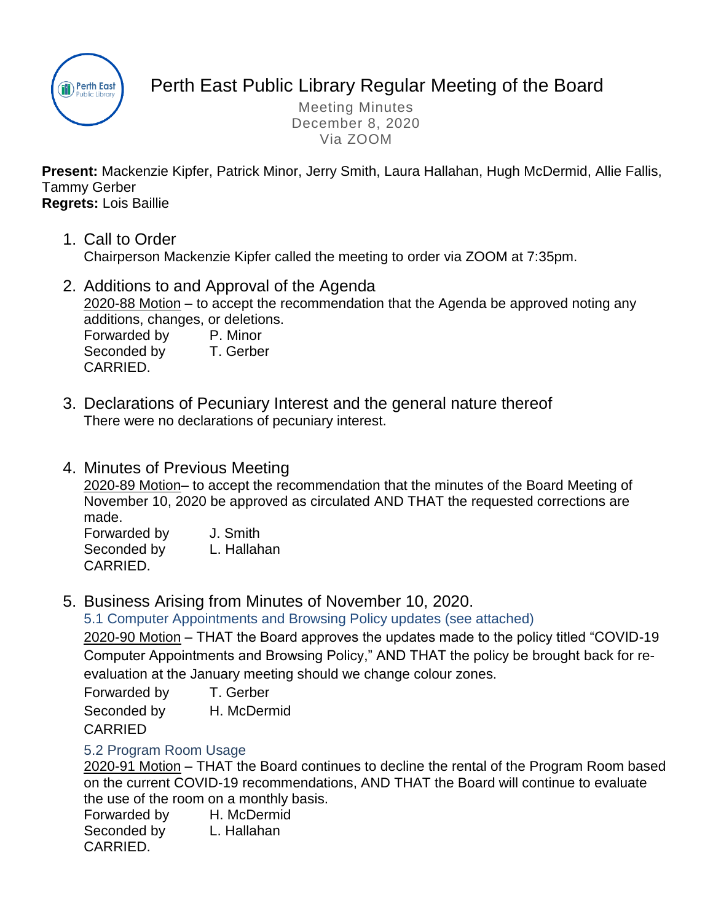# Perth East Public Library Regular Meeting of the Board

Meeting Minutes
December 8, 2020
Via ZOOM

**Present:** Mackenzie Kipfer, Patrick Minor, Jerry Smith, Laura Hallahan, Hugh McDermid, Allie Fallis, Tammy Gerber
**Regrets:** Lois Baillie

1. Call to Order
   Chairperson Mackenzie Kipfer called the meeting to order via ZOOM at 7:35pm.

2. Additions to and Approval of the Agenda
   2020-88 Motion – to accept the recommendation that the Agenda be approved noting any additions, changes, or deletions.
   Forwarded by P. Minor
   Seconded by T. Gerber
   CARRIED.

3. Declarations of Pecuniary Interest and the general nature thereof
   There were no declarations of pecuniary interest.

4. Minutes of Previous Meeting
   2020-89 Motion– to accept the recommendation that the minutes of the Board Meeting of November 10, 2020 be approved as circulated AND THAT the requested corrections are made.
   Forwarded by J. Smith
   Seconded by L. Hallahan
   CARRIED.

5. Business Arising from Minutes of November 10, 2020.

   5.1 Computer Appointments and Browsing Policy updates (see attached)
   2020-90 Motion – THAT the Board approves the updates made to the policy titled "COVID-19 Computer Appointments and Browsing Policy," AND THAT the policy be brought back for re-evaluation at the January meeting should we change colour zones.
   Forwarded by T. Gerber
   Seconded by H. McDermid
   CARRIED

   5.2 Program Room Usage
   2020-91 Motion – THAT the Board continues to decline the rental of the Program Room based on the current COVID-19 recommendations, AND THAT the Board will continue to evaluate the use of the room on a monthly basis.
   Forwarded by H. McDermid
   Seconded by L. Hallahan
   CARRIED.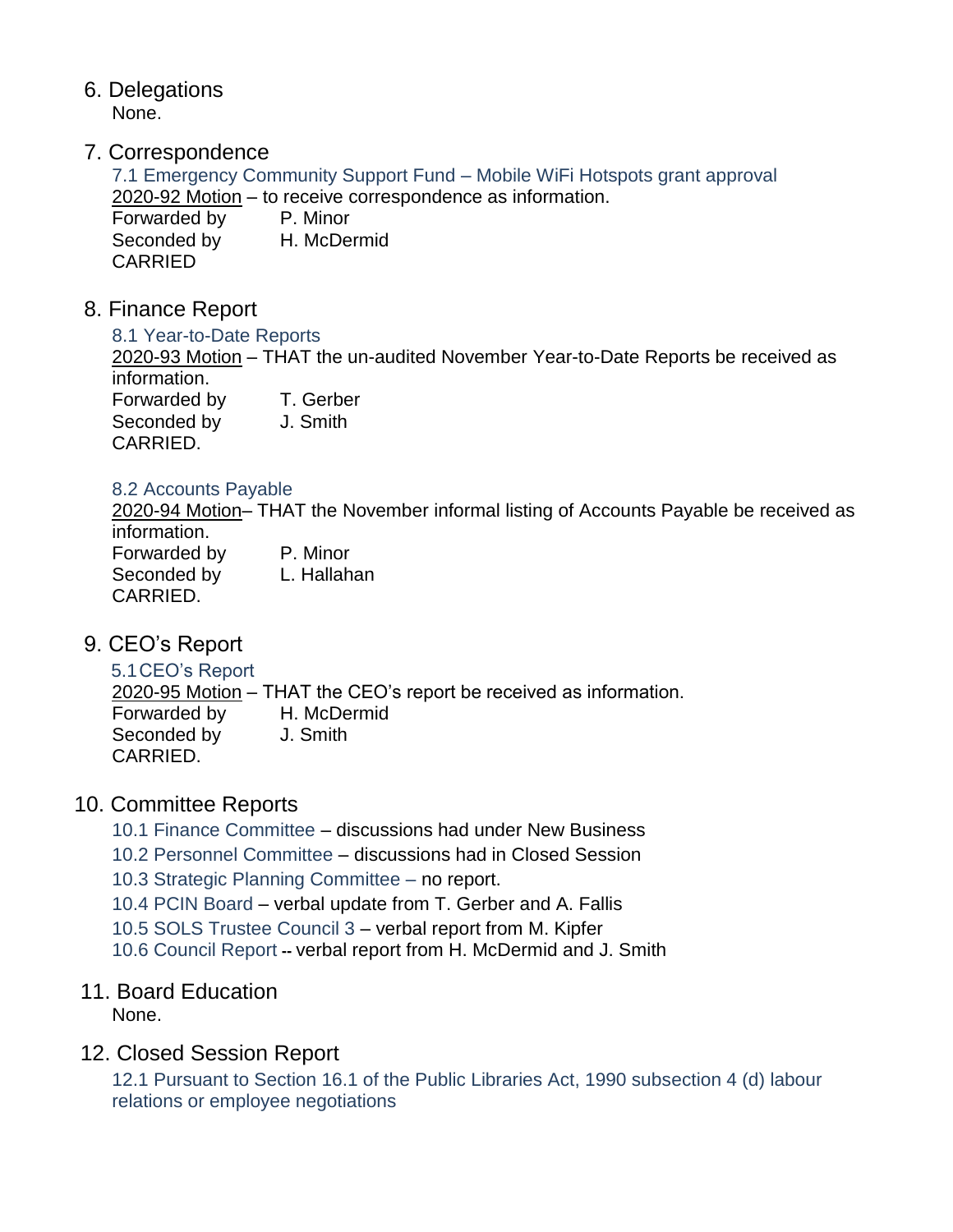## 6. Delegations

None.

## 7. Correspondence

### 7.1 Emergency Community Support Fund – Mobile WiFi Hotspots grant approval

2020-92 Motion – to receive correspondence as information.
Forwarded by P. Minor
Seconded by H. McDermid
CARRIED

## 8. Finance Report

### 8.1 Year-to-Date Reports

2020-93 Motion – THAT the un-audited November Year-to-Date Reports be received as information.
Forwarded by T. Gerber
Seconded by J. Smith
CARRIED.

### 8.2 Accounts Payable

2020-94 Motion– THAT the November informal listing of Accounts Payable be received as information.
Forwarded by P. Minor
Seconded by L. Hallahan
CARRIED.

## 9. CEO's Report

### 5.1 CEO's Report

2020-95 Motion – THAT the CEO's report be received as information.
Forwarded by H. McDermid
Seconded by J. Smith
CARRIED.

## 10. Committee Reports

10.1 Finance Committee – discussions had under New Business
10.2 Personnel Committee – discussions had in Closed Session
10.3 Strategic Planning Committee – no report.
10.4 PCIN Board – verbal update from T. Gerber and A. Fallis
10.5 SOLS Trustee Council 3 – verbal report from M. Kipfer
10.6 Council Report -- verbal report from H. McDermid and J. Smith

## 11. Board Education

None.

## 12. Closed Session Report

### 12.1 Pursuant to Section 16.1 of the Public Libraries Act, 1990 subsection 4 (d) labour relations or employee negotiations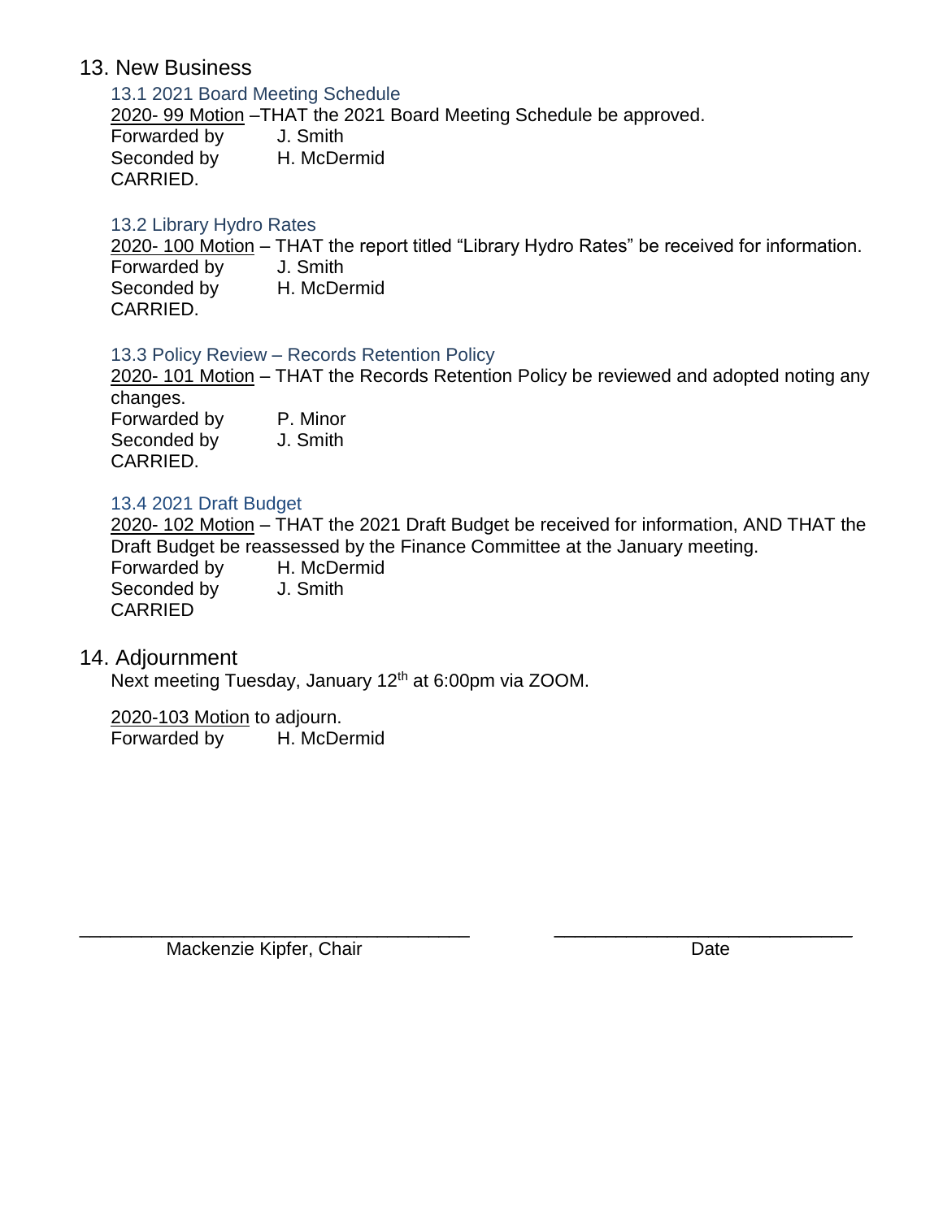## 13. New Business

### 13.1 2021 Board Meeting Schedule

2020- 99 Motion –THAT the 2021 Board Meeting Schedule be approved.
Forwarded by J. Smith
Seconded by H. McDermid
CARRIED.

### 13.2 Library Hydro Rates

2020- 100 Motion – THAT the report titled "Library Hydro Rates" be received for information.
Forwarded by J. Smith
Seconded by H. McDermid
CARRIED.

### 13.3 Policy Review – Records Retention Policy

2020- 101 Motion – THAT the Records Retention Policy be reviewed and adopted noting any changes.
Forwarded by P. Minor
Seconded by J. Smith
CARRIED.

### 13.4 2021 Draft Budget

2020- 102 Motion – THAT the 2021 Draft Budget be received for information, AND THAT the Draft Budget be reassessed by the Finance Committee at the January meeting.
Forwarded by H. McDermid
Seconded by J. Smith
CARRIED

## 14. Adjournment

Next meeting Tuesday, January 12th at 6:00pm via ZOOM.

2020-103 Motion to adjourn.
Forwarded by H. McDermid

\_\_\_\_\_\_\_\_\_\_\_\_\_\_\_\_\_\_\_\_\_\_\_\_\_\_\_\_\_\_\_\_\_\_\_\_
Mackenzie Kipfer, Chair

\_\_\_\_\_\_\_\_\_\_\_\_\_\_\_\_\_\_\_\_\_\_\_\_\_\_\_\_\_\_\_\_\_\_\_\_
Date